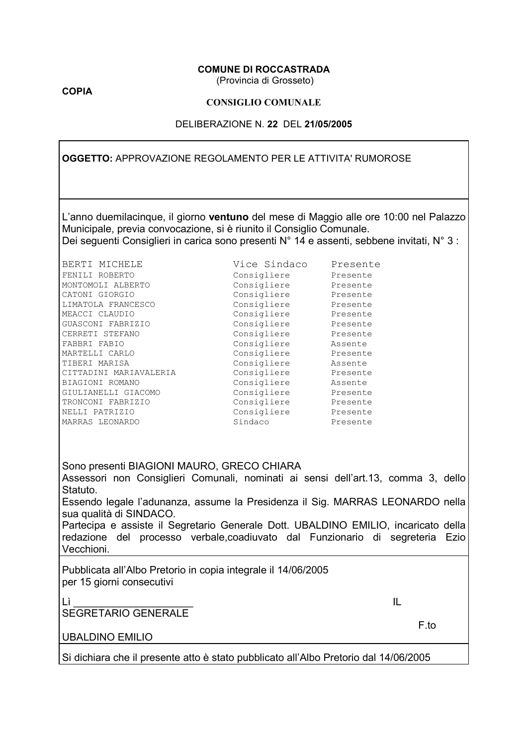**COPIA**

**COMUNE DI ROCCASTRADA**
(Provincia di Grosseto)

**CONSIGLIO COMUNALE**

DELIBERAZIONE N. **22** DEL **21/05/2005**

**OGGETTO:** APPROVAZIONE REGOLAMENTO PER LE ATTIVITA' RUMOROSE

L'anno duemilacinque, il giorno **ventuno** del mese di Maggio alle ore 10:00 nel Palazzo Municipale, previa convocazione, si è riunito il Consiglio Comunale.
Dei seguenti Consiglieri in carica sono presenti N° 14 e assenti, sebbene invitati, N° 3 :

| | | |
|---|---|---|
| BERTI MICHELE | Vice Sindaco | Presente |
| FENILI ROBERTO | Consigliere | Presente |
| MONTOMOLI ALBERTO | Consigliere | Presente |
| CATONI GIORGIO | Consigliere | Presente |
| LIMATOLA FRANCESCO | Consigliere | Presente |
| MEACCI CLAUDIO | Consigliere | Presente |
| GUASCONI FABRIZIO | Consigliere | Presente |
| CERRETI STEFANO | Consigliere | Presente |
| FABBRI FABIO | Consigliere | Assente |
| MARTELLI CARLO | Consigliere | Presente |
| TIBERI MARISA | Consigliere | Assente |
| CITTADINI MARIAVALERIA | Consigliere | Presente |
| BIAGIONI ROMANO | Consigliere | Assente |
| GIULIANELLI GIACOMO | Consigliere | Presente |
| TRONCONI FABRIZIO | Consigliere | Presente |
| NELLI PATRIZIO | Consigliere | Presente |
| MARRAS LEONARDO | Sindaco | Presente |

Sono presenti BIAGIONI MAURO, GRECO CHIARA
Assessori non Consiglieri Comunali, nominati ai sensi dell'art.13, comma 3, dello Statuto.
Essendo legale l'adunanza, assume la Presidenza il Sig. MARRAS LEONARDO nella sua qualità di SINDACO.
Partecipa e assiste il Segretario Generale Dott. UBALDINO EMILIO, incaricato della redazione del processo verbale,coadiuvato dal Funzionario di segreteria Ezio Vecchioni.

Pubblicata all'Albo Pretorio in copia integrale il 14/06/2005
per 15 giorni consecutivi

Lì _____________________ IL SEGRETARIO GENERALE

F.to

UBALDINO EMILIO

Si dichiara che il presente atto è stato pubblicato all'Albo Pretorio dal 14/06/2005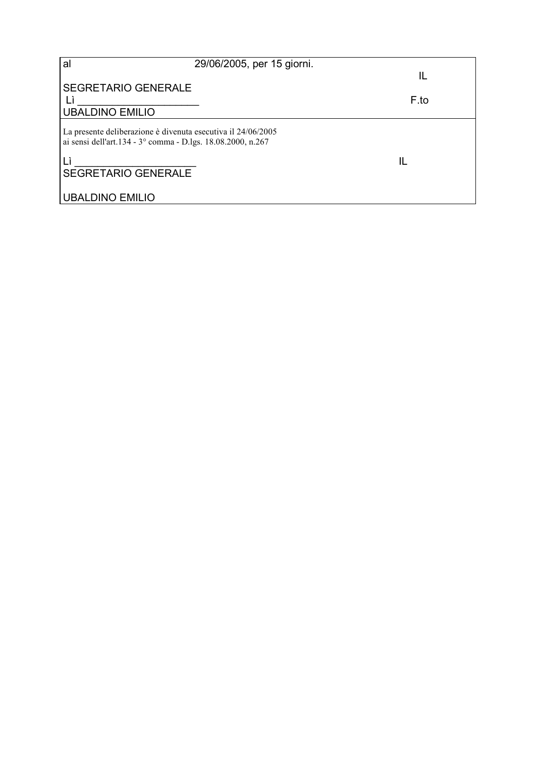al 29/06/2005, per 15 giorni.

IL SEGRETARIO GENERALE

Lì ____________________

F.to UBALDINO EMILIO

---

La presente deliberazione è divenuta esecutiva il 24/06/2005
ai sensi dell'art.134 - 3° comma - D.lgs. 18.08.2000, n.267

Lì ____________________

IL SEGRETARIO GENERALE

UBALDINO EMILIO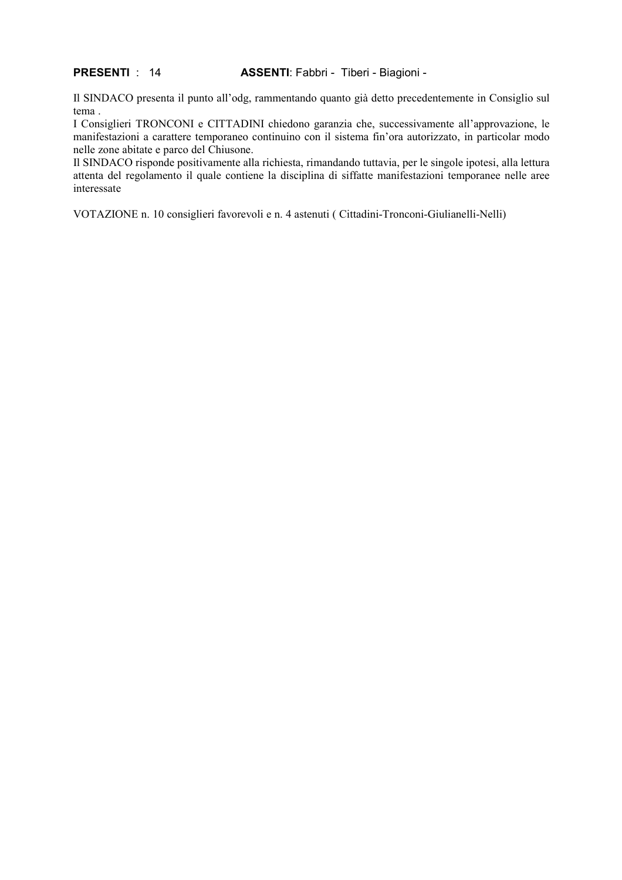**PRESENTI** : 14 **ASSENTI**: Fabbri - Tiberi - Biagioni -

Il SINDACO presenta il punto all'odg, rammentando quanto già detto precedentemente in Consiglio sul tema .

I Consiglieri TRONCONI e CITTADINI chiedono garanzia che, successivamente all'approvazione, le manifestazioni a carattere temporaneo continuino con il sistema fin'ora autorizzato, in particolar modo nelle zone abitate e parco del Chiusone.

Il SINDACO risponde positivamente alla richiesta, rimandando tuttavia, per le singole ipotesi, alla lettura attenta del regolamento il quale contiene la disciplina di siffatte manifestazioni temporanee nelle aree interessate

VOTAZIONE n. 10 consiglieri favorevoli e n. 4 astenuti ( Cittadini-Tronconi-Giulianelli-Nelli)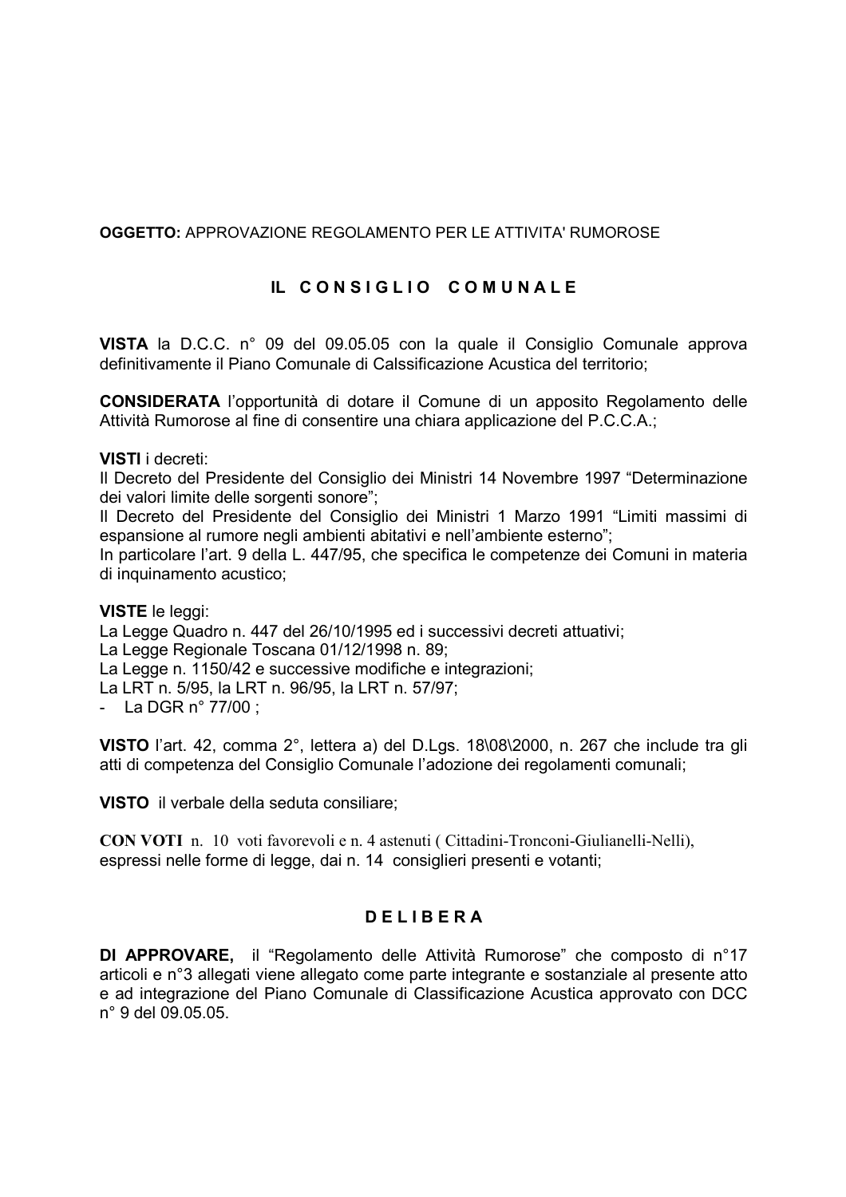**OGGETTO:** APPROVAZIONE REGOLAMENTO PER LE ATTIVITA' RUMOROSE

## IL CONSIGLIO COMUNALE

**VISTA** la D.C.C. n° 09 del 09.05.05 con la quale il Consiglio Comunale approva definitivamente il Piano Comunale di Calssificazione Acustica del territorio;

**CONSIDERATA** l'opportunità di dotare il Comune di un apposito Regolamento delle Attività Rumorose al fine di consentire una chiara applicazione del P.C.C.A.;

**VISTI** i decreti:
Il Decreto del Presidente del Consiglio dei Ministri 14 Novembre 1997 "Determinazione dei valori limite delle sorgenti sonore";
Il Decreto del Presidente del Consiglio dei Ministri 1 Marzo 1991 "Limiti massimi di espansione al rumore negli ambienti abitativi e nell'ambiente esterno";
In particolare l'art. 9 della L. 447/95, che specifica le competenze dei Comuni in materia di inquinamento acustico;

**VISTE** le leggi:
La Legge Quadro n. 447 del 26/10/1995 ed i successivi decreti attuativi;
La Legge Regionale Toscana 01/12/1998 n. 89;
La Legge n. 1150/42 e successive modifiche e integrazioni;
La LRT n. 5/95, la LRT n. 96/95, la LRT n. 57/97;

- La DGR n° 77/00 ;

**VISTO** l'art. 42, comma 2°, lettera a) del D.Lgs. 18\08\2000, n. 267 che include tra gli atti di competenza del Consiglio Comunale l'adozione dei regolamenti comunali;

**VISTO** il verbale della seduta consiliare;

**CON VOTI** n. 10 voti favorevoli e n. 4 astenuti ( Cittadini-Tronconi-Giulianelli-Nelli), espressi nelle forme di legge, dai n. 14 consiglieri presenti e votanti;

## D E L I B E R A

**DI APPROVARE,** il "Regolamento delle Attività Rumorose" che composto di n°17 articoli e n°3 allegati viene allegato come parte integrante e sostanziale al presente atto e ad integrazione del Piano Comunale di Classificazione Acustica approvato con DCC n° 9 del 09.05.05.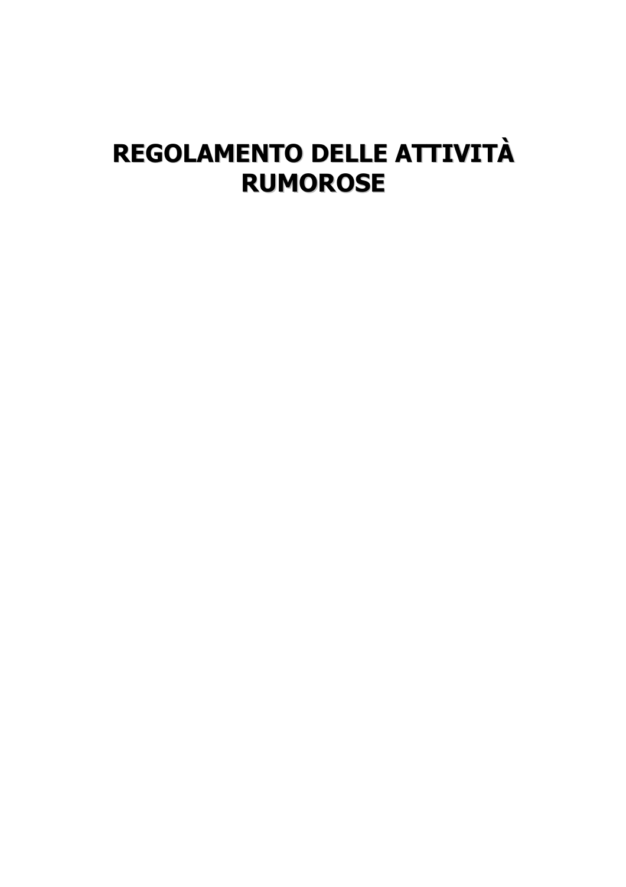# REGOLAMENTO DELLE ATTIVITÀ RUMOROSE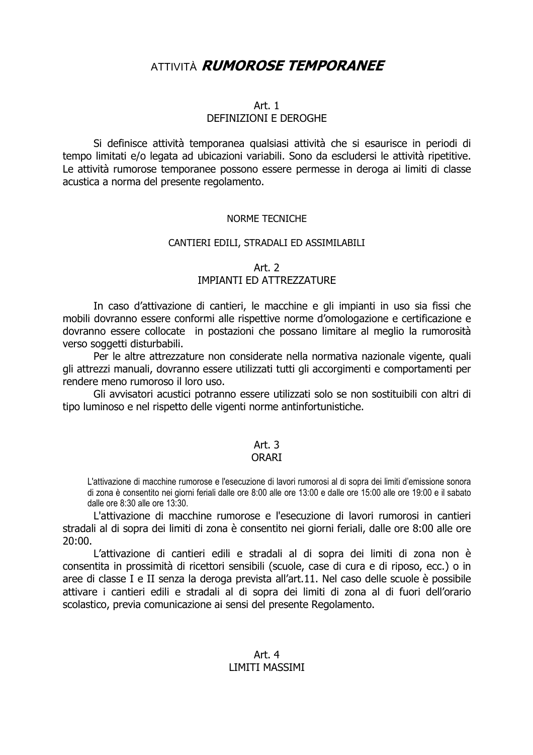# ATTIVITÀ ***RUMOROSE TEMPORANEE***

### Art. 1
### DEFINIZIONI E DEROGHE

Si definisce attività temporanea qualsiasi attività che si esaurisce in periodi di tempo limitati e/o legata ad ubicazioni variabili. Sono da escludersi le attività ripetitive. Le attività rumorose temporanee possono essere permesse in deroga ai limiti di classe acustica a norma del presente regolamento.

## NORME TECNICHE

## CANTIERI EDILI, STRADALI ED ASSIMILABILI

### Art. 2
### IMPIANTI ED ATTREZZATURE

In caso d'attivazione di cantieri, le macchine e gli impianti in uso sia fissi che mobili dovranno essere conformi alle rispettive norme d'omologazione e certificazione e dovranno essere collocate in postazioni che possano limitare al meglio la rumorosità verso soggetti disturbabili.

Per le altre attrezzature non considerate nella normativa nazionale vigente, quali gli attrezzi manuali, dovranno essere utilizzati tutti gli accorgimenti e comportamenti per rendere meno rumoroso il loro uso.

Gli avvisatori acustici potranno essere utilizzati solo se non sostituibili con altri di tipo luminoso e nel rispetto delle vigenti norme antinfortunistiche.

### Art. 3
### ORARI

L'attivazione di macchine rumorose e l'esecuzione di lavori rumorosi al di sopra dei limiti d'emissione sonora di zona è consentito nei giorni feriali dalle ore 8:00 alle ore 13:00 e dalle ore 15:00 alle ore 19:00 e il sabato dalle ore 8:30 alle ore 13:30.

L'attivazione di macchine rumorose e l'esecuzione di lavori rumorosi in cantieri stradali al di sopra dei limiti di zona è consentito nei giorni feriali, dalle ore 8:00 alle ore 20:00.

L'attivazione di cantieri edili e stradali al di sopra dei limiti di zona non è consentita in prossimità di ricettori sensibili (scuole, case di cura e di riposo, ecc.) o in aree di classe I e II senza la deroga prevista all'art.11. Nel caso delle scuole è possibile attivare i cantieri edili e stradali al di sopra dei limiti di zona al di fuori dell'orario scolastico, previa comunicazione ai sensi del presente Regolamento.

### Art. 4
### LIMITI MASSIMI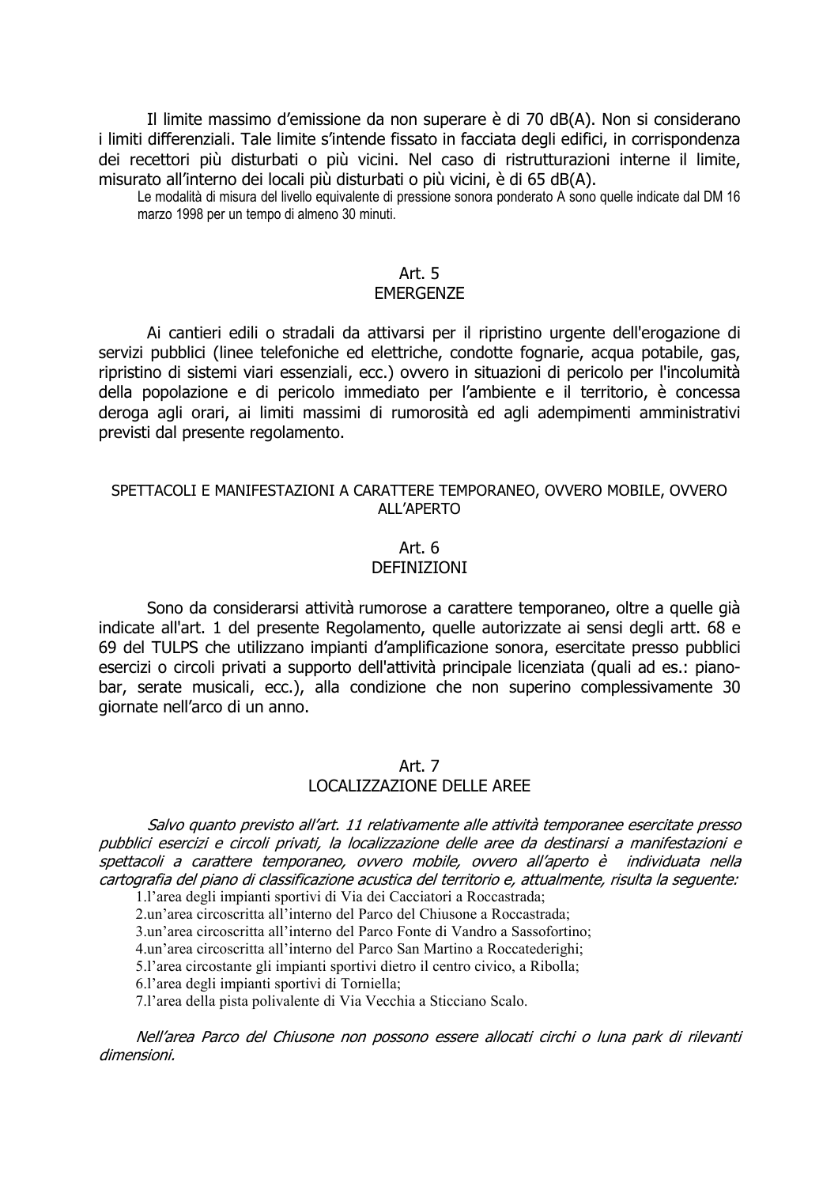Il limite massimo d'emissione da non superare è di 70 dB(A). Non si considerano i limiti differenziali. Tale limite s'intende fissato in facciata degli edifici, in corrispondenza dei recettori più disturbati o più vicini. Nel caso di ristrutturazioni interne il limite, misurato all'interno dei locali più disturbati o più vicini, è di 65 dB(A).

Le modalità di misura del livello equivalente di pressione sonora ponderato A sono quelle indicate dal DM 16 marzo 1998 per un tempo di almeno 30 minuti.

## Art. 5
## EMERGENZE

Ai cantieri edili o stradali da attivarsi per il ripristino urgente dell'erogazione di servizi pubblici (linee telefoniche ed elettriche, condotte fognarie, acqua potabile, gas, ripristino di sistemi viari essenziali, ecc.) ovvero in situazioni di pericolo per l'incolumità della popolazione e di pericolo immediato per l'ambiente e il territorio, è concessa deroga agli orari, ai limiti massimi di rumorosità ed agli adempimenti amministrativi previsti dal presente regolamento.

## SPETTACOLI E MANIFESTAZIONI A CARATTERE TEMPORANEO, OVVERO MOBILE, OVVERO ALL'APERTO

## Art. 6
## DEFINIZIONI

Sono da considerarsi attività rumorose a carattere temporaneo, oltre a quelle già indicate all'art. 1 del presente Regolamento, quelle autorizzate ai sensi degli artt. 68 e 69 del TULPS che utilizzano impianti d'amplificazione sonora, esercitate presso pubblici esercizi o circoli privati a supporto dell'attività principale licenziata (quali ad es.: piano-bar, serate musicali, ecc.), alla condizione che non superino complessivamente 30 giornate nell'arco di un anno.

## Art. 7
## LOCALIZZAZIONE DELLE AREE

*Salvo quanto previsto all'art. 11 relativamente alle attività temporanee esercitate presso pubblici esercizi e circoli privati, la localizzazione delle aree da destinarsi a manifestazioni e spettacoli a carattere temporaneo, ovvero mobile, ovvero all'aperto è individuata nella cartografia del piano di classificazione acustica del territorio e, attualmente, risulta la seguente:*

1. l'area degli impianti sportivi di Via dei Cacciatori a Roccastrada;
2. un'area circoscritta all'interno del Parco del Chiusone a Roccastrada;
3. un'area circoscritta all'interno del Parco Fonte di Vandro a Sassofortino;
4. un'area circoscritta all'interno del Parco San Martino a Roccatederighi;
5. l'area circostante gli impianti sportivi dietro il centro civico, a Ribolla;
6. l'area degli impianti sportivi di Torniella;
7. l'area della pista polivalente di Via Vecchia a Sticciano Scalo.

*Nell'area Parco del Chiusone non possono essere allocati circhi o luna park di rilevanti dimensioni.*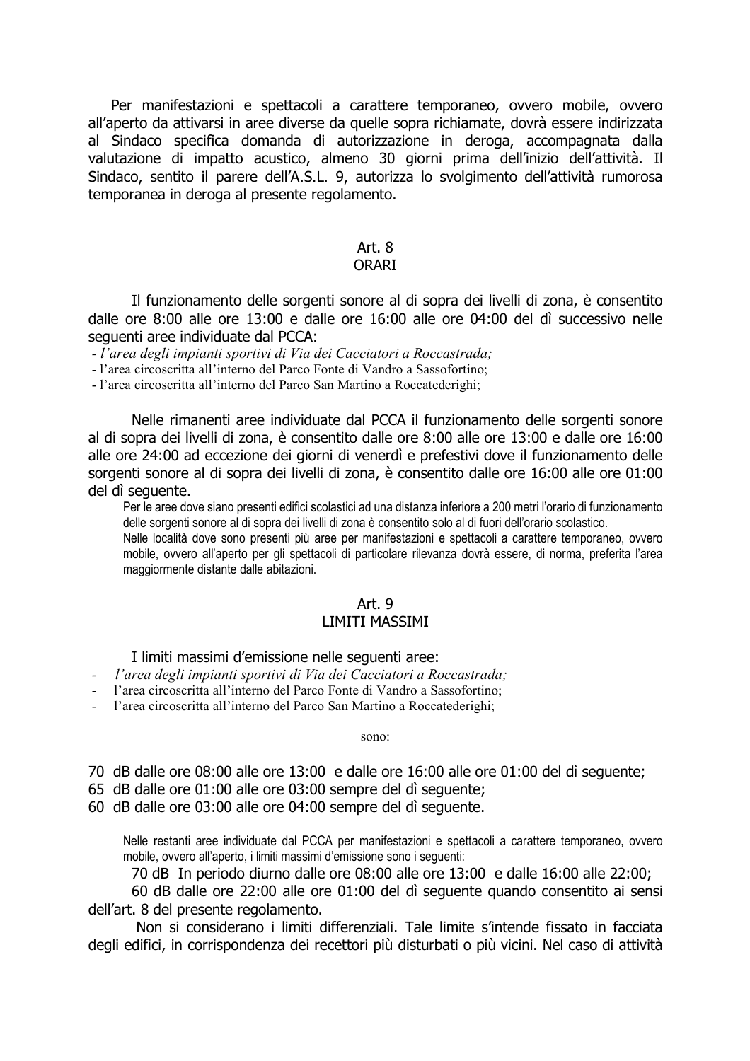Per manifestazioni e spettacoli a carattere temporaneo, ovvero mobile, ovvero all'aperto da attivarsi in aree diverse da quelle sopra richiamate, dovrà essere indirizzata al Sindaco specifica domanda di autorizzazione in deroga, accompagnata dalla valutazione di impatto acustico, almeno 30 giorni prima dell'inizio dell'attività. Il Sindaco, sentito il parere dell'A.S.L. 9, autorizza lo svolgimento dell'attività rumorosa temporanea in deroga al presente regolamento.

## Art. 8
## ORARI

Il funzionamento delle sorgenti sonore al di sopra dei livelli di zona, è consentito dalle ore 8:00 alle ore 13:00 e dalle ore 16:00 alle ore 04:00 del dì successivo nelle seguenti aree individuate dal PCCA:

- *l'area degli impianti sportivi di Via dei Cacciatori a Roccastrada;*
- l'area circoscritta all'interno del Parco Fonte di Vandro a Sassofortino;
- l'area circoscritta all'interno del Parco San Martino a Roccatederighi;

Nelle rimanenti aree individuate dal PCCA il funzionamento delle sorgenti sonore al di sopra dei livelli di zona, è consentito dalle ore 8:00 alle ore 13:00 e dalle ore 16:00 alle ore 24:00 ad eccezione dei giorni di venerdì e prefestivi dove il funzionamento delle sorgenti sonore al di sopra dei livelli di zona, è consentito dalle ore 16:00 alle ore 01:00 del dì seguente.

Per le aree dove siano presenti edifici scolastici ad una distanza inferiore a 200 metri l'orario di funzionamento delle sorgenti sonore al di sopra dei livelli di zona è consentito solo al di fuori dell'orario scolastico.

Nelle località dove sono presenti più aree per manifestazioni e spettacoli a carattere temporaneo, ovvero mobile, ovvero all'aperto per gli spettacoli di particolare rilevanza dovrà essere, di norma, preferita l'area maggiormente distante dalle abitazioni.

## Art. 9
## LIMITI MASSIMI

I limiti massimi d'emissione nelle seguenti aree:

- *l'area degli impianti sportivi di Via dei Cacciatori a Roccastrada;*
- l'area circoscritta all'interno del Parco Fonte di Vandro a Sassofortino;
- l'area circoscritta all'interno del Parco San Martino a Roccatederighi;

sono:

70 dB dalle ore 08:00 alle ore 13:00 e dalle ore 16:00 alle ore 01:00 del dì seguente;
65 dB dalle ore 01:00 alle ore 03:00 sempre del dì seguente;
60 dB dalle ore 03:00 alle ore 04:00 sempre del dì seguente.

Nelle restanti aree individuate dal PCCA per manifestazioni e spettacoli a carattere temporaneo, ovvero mobile, ovvero all'aperto, i limiti massimi d'emissione sono i seguenti:

70 dB In periodo diurno dalle ore 08:00 alle ore 13:00 e dalle 16:00 alle 22:00;
60 dB dalle ore 22:00 alle ore 01:00 del dì seguente quando consentito ai sensi dell'art. 8 del presente regolamento.

Non si considerano i limiti differenziali. Tale limite s'intende fissato in facciata degli edifici, in corrispondenza dei recettori più disturbati o più vicini. Nel caso di attività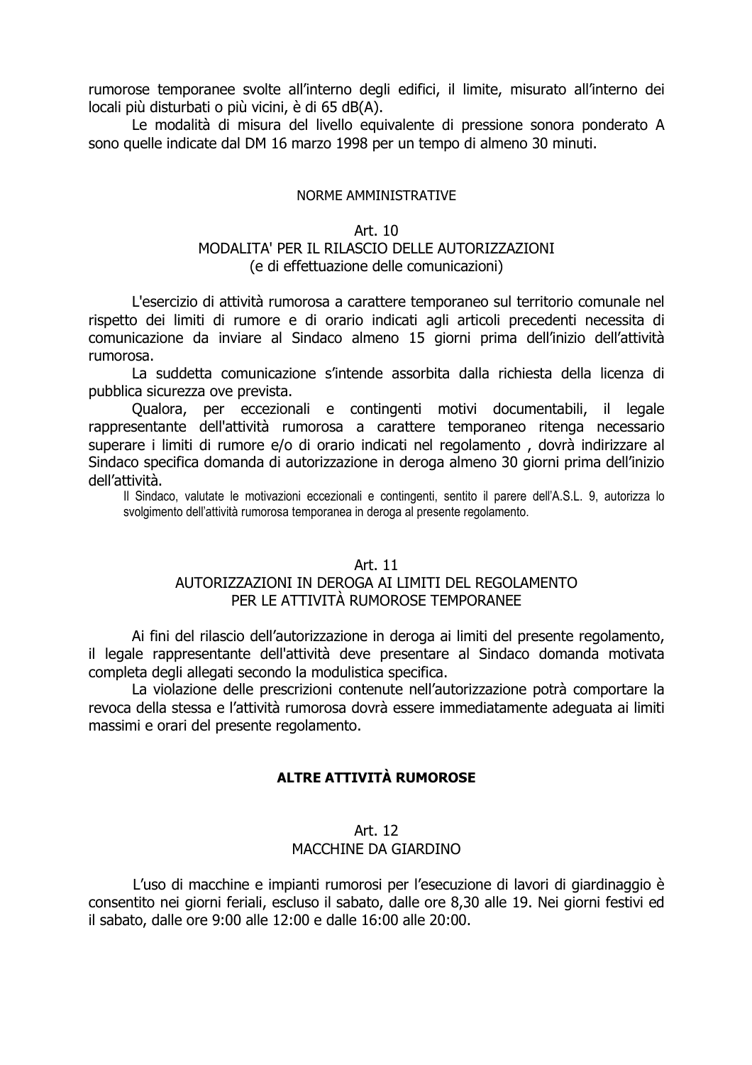rumorose temporanee svolte all'interno degli edifici, il limite, misurato all'interno dei locali più disturbati o più vicini, è di 65 dB(A).

Le modalità di misura del livello equivalente di pressione sonora ponderato A sono quelle indicate dal DM 16 marzo 1998 per un tempo di almeno 30 minuti.

## NORME AMMINISTRATIVE

### Art. 10
### MODALITA' PER IL RILASCIO DELLE AUTORIZZAZIONI
### (e di effettuazione delle comunicazioni)

L'esercizio di attività rumorosa a carattere temporaneo sul territorio comunale nel rispetto dei limiti di rumore e di orario indicati agli articoli precedenti necessita di comunicazione da inviare al Sindaco almeno 15 giorni prima dell'inizio dell'attività rumorosa.

La suddetta comunicazione s'intende assorbita dalla richiesta della licenza di pubblica sicurezza ove prevista.

Qualora, per eccezionali e contingenti motivi documentabili, il legale rappresentante dell'attività rumorosa a carattere temporaneo ritenga necessario superare i limiti di rumore e/o di orario indicati nel regolamento , dovrà indirizzare al Sindaco specifica domanda di autorizzazione in deroga almeno 30 giorni prima dell'inizio dell'attività.

Il Sindaco, valutate le motivazioni eccezionali e contingenti, sentito il parere dell'A.S.L. 9, autorizza lo svolgimento dell'attività rumorosa temporanea in deroga al presente regolamento.

### Art. 11
### AUTORIZZAZIONI IN DEROGA AI LIMITI DEL REGOLAMENTO PER LE ATTIVITÀ RUMOROSE TEMPORANEE

Ai fini del rilascio dell'autorizzazione in deroga ai limiti del presente regolamento, il legale rappresentante dell'attività deve presentare al Sindaco domanda motivata completa degli allegati secondo la modulistica specifica.

La violazione delle prescrizioni contenute nell'autorizzazione potrà comportare la revoca della stessa e l'attività rumorosa dovrà essere immediatamente adeguata ai limiti massimi e orari del presente regolamento.

## ALTRE ATTIVITÀ RUMOROSE

### Art. 12
### MACCHINE DA GIARDINO

L'uso di macchine e impianti rumorosi per l'esecuzione di lavori di giardinaggio è consentito nei giorni feriali, escluso il sabato, dalle ore 8,30 alle 19. Nei giorni festivi ed il sabato, dalle ore 9:00 alle 12:00 e dalle 16:00 alle 20:00.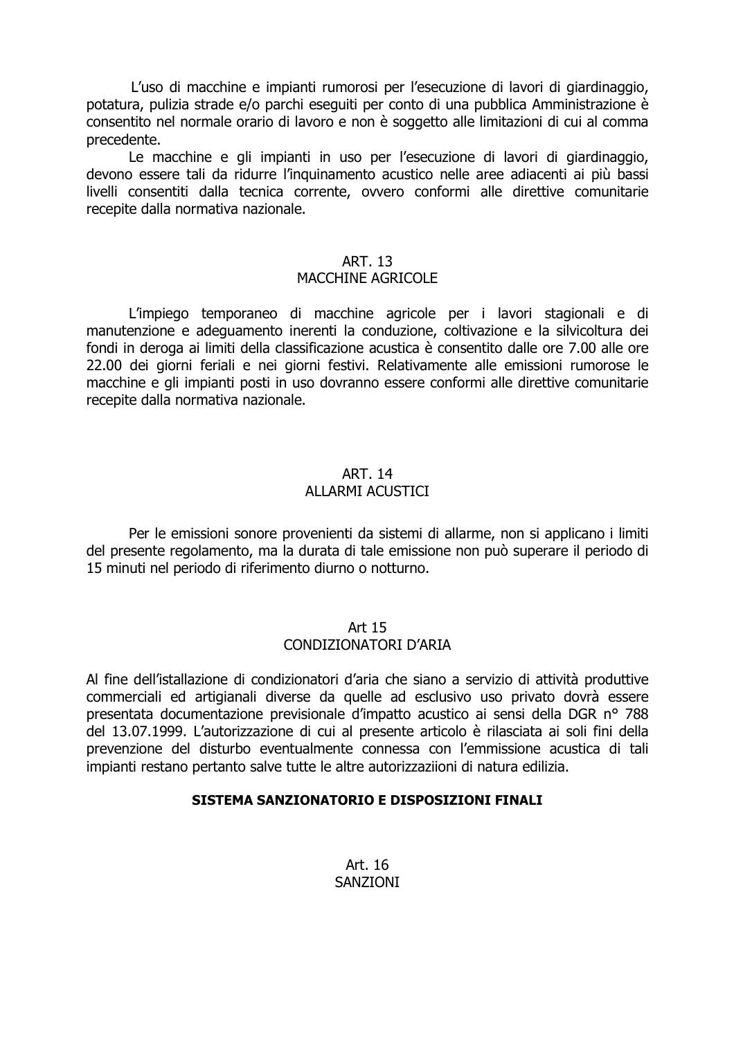L'uso di macchine e impianti rumorosi per l'esecuzione di lavori di giardinaggio, potatura, pulizia strade e/o parchi eseguiti per conto di una pubblica Amministrazione è consentito nel normale orario di lavoro e non è soggetto alle limitazioni di cui al comma precedente.

Le macchine e gli impianti in uso per l'esecuzione di lavori di giardinaggio, devono essere tali da ridurre l'inquinamento acustico nelle aree adiacenti ai più bassi livelli consentiti dalla tecnica corrente, ovvero conformi alle direttive comunitarie recepite dalla normativa nazionale.

## ART. 13
## MACCHINE AGRICOLE

L'impiego temporaneo di macchine agricole per i lavori stagionali e di manutenzione e adeguamento inerenti la conduzione, coltivazione e la silvicoltura dei fondi in deroga ai limiti della classificazione acustica è consentito dalle ore 7.00 alle ore 22.00 dei giorni feriali e nei giorni festivi. Relativamente alle emissioni rumorose le macchine e gli impianti posti in uso dovranno essere conformi alle direttive comunitarie recepite dalla normativa nazionale.

## ART. 14
## ALLARMI ACUSTICI

Per le emissioni sonore provenienti da sistemi di allarme, non si applicano i limiti del presente regolamento, ma la durata di tale emissione non può superare il periodo di 15 minuti nel periodo di riferimento diurno o notturno.

## Art 15
## CONDIZIONATORI D'ARIA

Al fine dell'istallazione di condizionatori d'aria che siano a servizio di attività produttive commerciali ed artigianali diverse da quelle ad esclusivo uso privato dovrà essere presentata documentazione previsionale d'impatto acustico ai sensi della DGR n° 788 del 13.07.1999. L'autorizzazione di cui al presente articolo è rilasciata ai soli fini della prevenzione del disturbo eventualmente connessa con l'emmissione acustica di tali impianti restano pertanto salve tutte le altre autorizzaziioni di natura edilizia.

**SISTEMA SANZIONATORIO E DISPOSIZIONI FINALI**

## Art. 16
## SANZIONI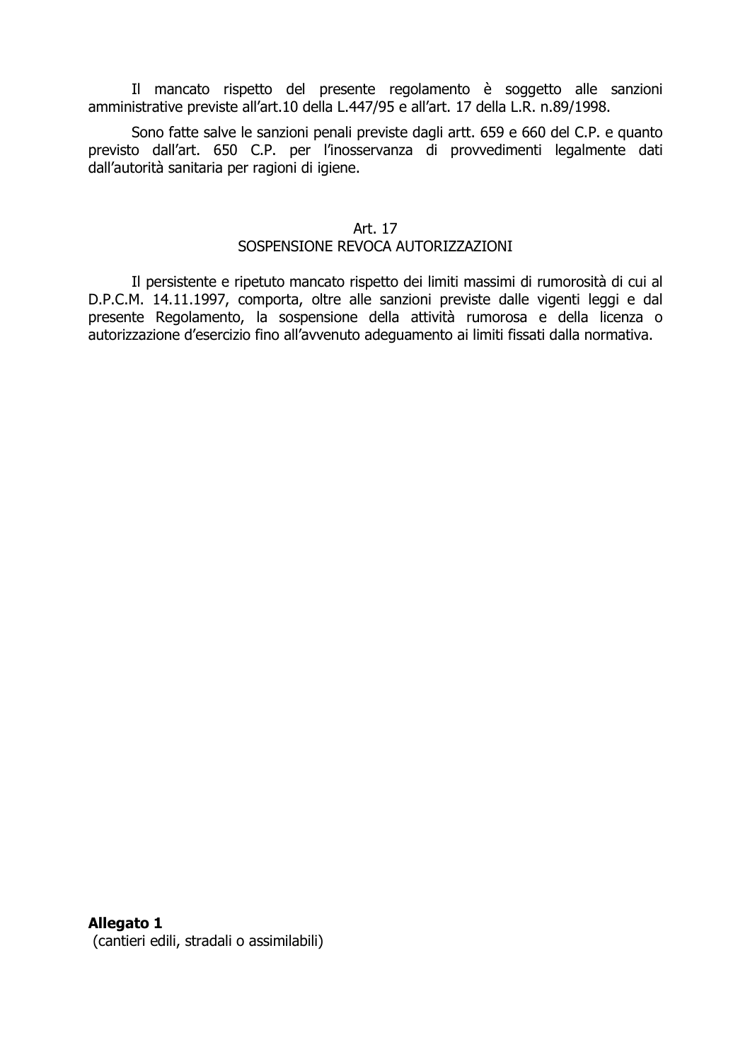Il mancato rispetto del presente regolamento è soggetto alle sanzioni amministrative previste all’art.10 della L.447/95 e all’art. 17 della L.R. n.89/1998.

Sono fatte salve le sanzioni penali previste dagli artt. 659 e 660 del C.P. e quanto previsto dall’art. 650 C.P. per l’inosservanza di provvedimenti legalmente dati dall’autorità sanitaria per ragioni di igiene.

## Art. 17
## SOSPENSIONE REVOCA AUTORIZZAZIONI

Il persistente e ripetuto mancato rispetto dei limiti massimi di rumorosità di cui al D.P.C.M. 14.11.1997, comporta, oltre alle sanzioni previste dalle vigenti leggi e dal presente Regolamento, la sospensione della attività rumorosa e della licenza o autorizzazione d’esercizio fino all’avvenuto adeguamento ai limiti fissati dalla normativa.

**Allegato 1**
(cantieri edili, stradali o assimilabili)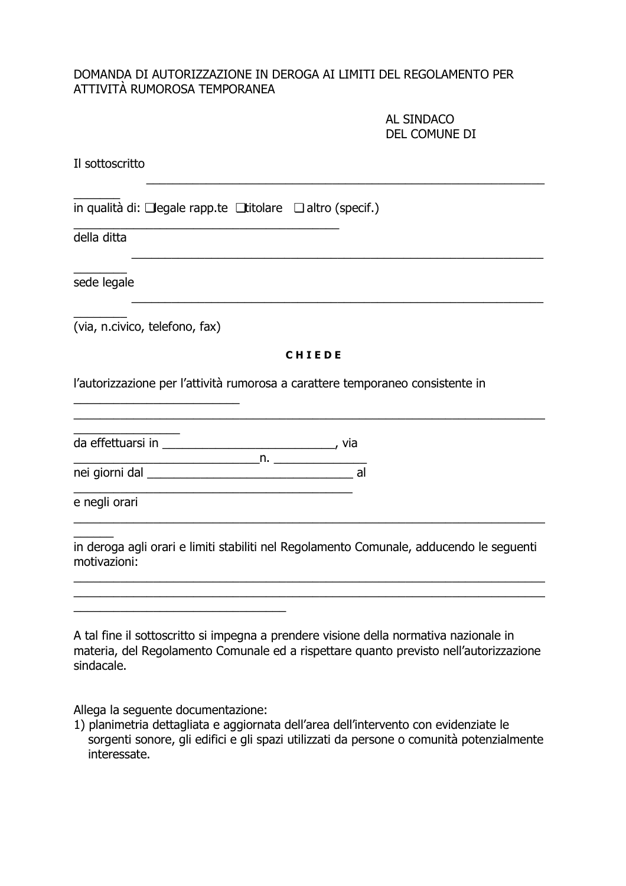DOMANDA DI AUTORIZZAZIONE IN DEROGA AI LIMITI DEL REGOLAMENTO PER ATTIVITÀ RUMOROSA TEMPORANEA

AL SINDACO
DEL COMUNE DI

Il sottoscritto _______________________________________________________________________

in qualità di: ❑legale rapp.te ❑titolare ❑ altro (specif.) _________________________________________

della ditta _______________________________________________________________________

sede legale _______________________________________________________________________

(via, n.civico, telefono, fax)

**C H I E D E**

l'autorizzazione per l'attività rumorosa a carattere temporaneo consistente in _________________________
_______________________________________________________________________________

da effettuarsi in __________________________, via _____________________________n. ______________

nei giorni dal ________________________________ al __________________________________________

e negli orari _______________________________________________________________________

in deroga agli orari e limiti stabiliti nel Regolamento Comunale, adducendo le seguenti motivazioni:
_______________________________________________________________________________
_______________________________________________________________________________
_________________________________

A tal fine il sottoscritto si impegna a prendere visione della normativa nazionale in materia, del Regolamento Comunale ed a rispettare quanto previsto nell'autorizzazione sindacale.

Allega la seguente documentazione:

1) planimetria dettagliata e aggiornata dell'area dell'intervento con evidenziate le sorgenti sonore, gli edifici e gli spazi utilizzati da persone o comunità potenzialmente interessate.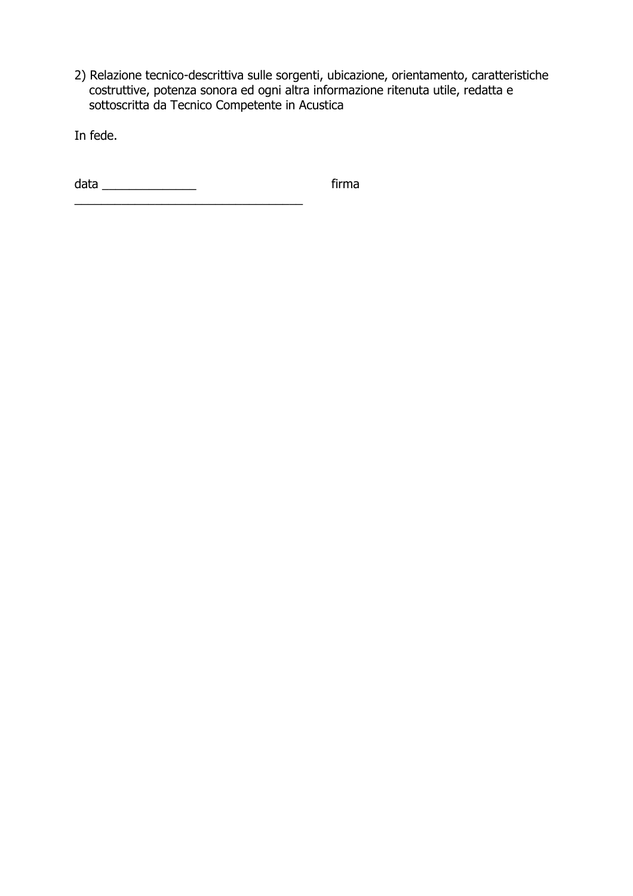2) Relazione tecnico-descrittiva sulle sorgenti, ubicazione, orientamento, caratteristiche costruttive, potenza sonora ed ogni altra informazione ritenuta utile, redatta e sottoscritta da Tecnico Competente in Acustica

In fede.

data ______________ firma ___________________________________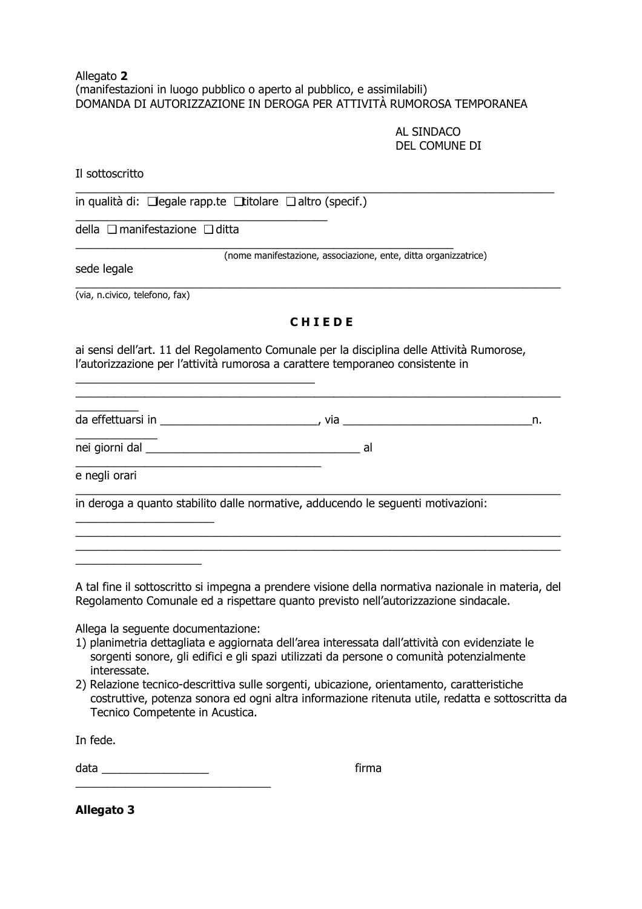Allegato **2**
(manifestazioni in luogo pubblico o aperto al pubblico, e assimilabili)
DOMANDA DI AUTORIZZAZIONE IN DEROGA PER ATTIVITÀ RUMOROSA TEMPORANEA

AL SINDACO
DEL COMUNE DI

Il sottoscritto
_______________________________________________________________________________

in qualità di: ❑legale rapp.te ❑titolare ❑ altro (specif.)
_________________________________________

della ❑ manifestazione ❑ ditta
_____________________________________________________________

(nome manifestazione, associazione, ente, ditta organizzatrice)

sede legale
________________________________________________________________________________

(via, n.civico, telefono, fax)

**C H I E D E**

ai sensi dell'art. 11 del Regolamento Comunale per la disciplina delle Attività Rumorose, l'autorizzazione per l'attività rumorosa a carattere temporaneo consistente in
_______________________________________
________________________________________________________________________________
__________

da effettuarsi in _________________________, via ______________________________n.
____________

nei giorni dal __________________________________ al
________________________________________

e negli orari
________________________________________________________________________________

in deroga a quanto stabilito dalle normative, adducendo le seguenti motivazioni:
______________________
________________________________________________________________________________
________________________________________________________________________________
____________________

A tal fine il sottoscritto si impegna a prendere visione della normativa nazionale in materia, del Regolamento Comunale ed a rispettare quanto previsto nell'autorizzazione sindacale.

Allega la seguente documentazione:

1) planimetria dettagliata e aggiornata dell'area interessata dall'attività con evidenziate le sorgenti sonore, gli edifici e gli spazi utilizzati da persone o comunità potenzialmente interessate.
2) Relazione tecnico-descrittiva sulle sorgenti, ubicazione, orientamento, caratteristiche costruttive, potenza sonora ed ogni altra informazione ritenuta utile, redatta e sottoscritta da Tecnico Competente in Acustica.

In fede.

data ________________ firma
________________________________

**Allegato 3**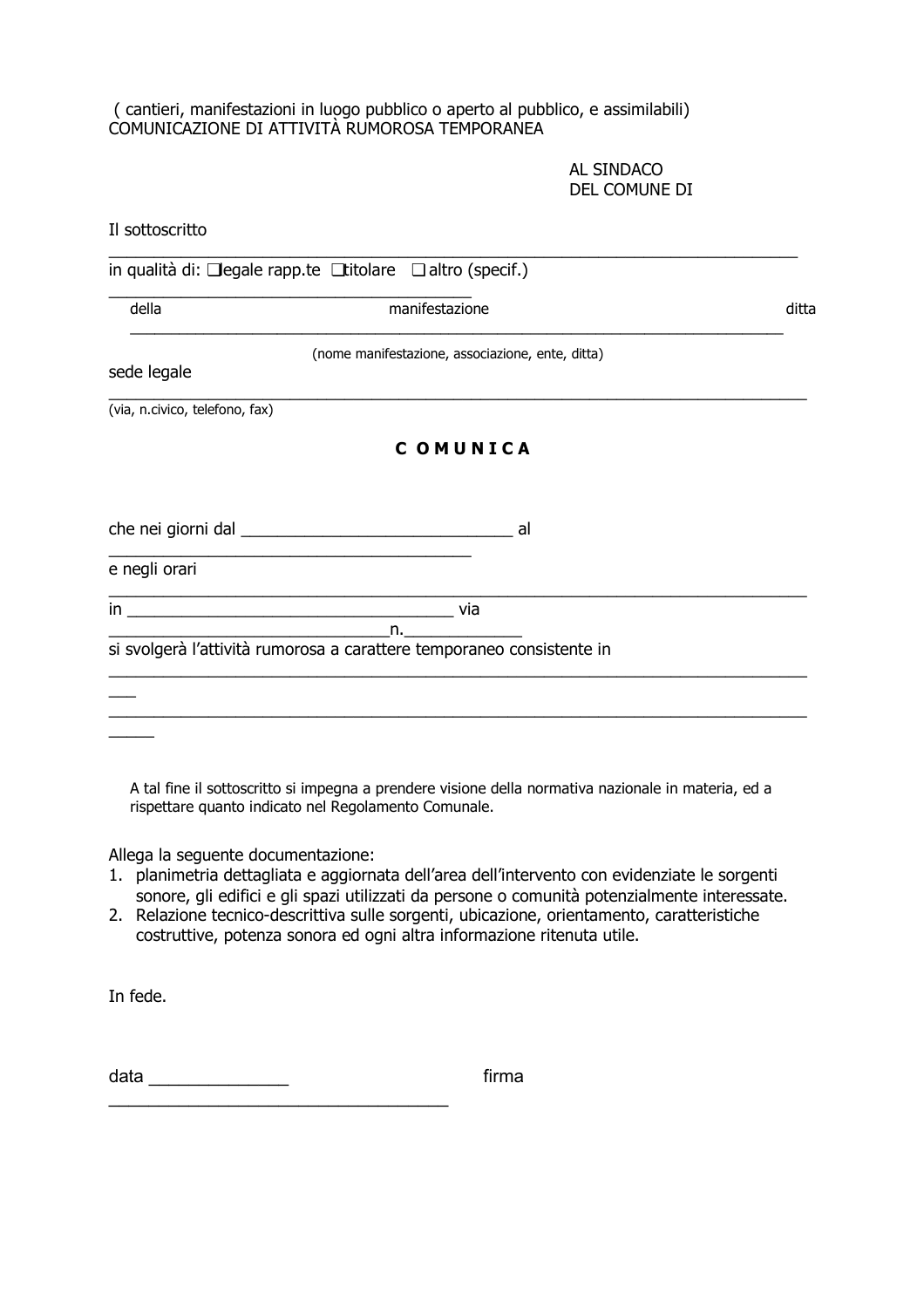( cantieri, manifestazioni in luogo pubblico o aperto al pubblico, e assimilabili)
COMUNICAZIONE DI ATTIVITÀ RUMOROSA TEMPORANEA

AL SINDACO
DEL COMUNE DI

Il sottoscritto
______________________________________________________________________________

in qualità di: ❑legale rapp.te ❑titolare ❑ altro (specif.)
________________________________________

della manifestazione ditta
______________________________________________________________________________

(nome manifestazione, associazione, ente, ditta)

sede legale
______________________________________________________________________________

(via, n.civico, telefono, fax)

**C O M U N I C A**

che nei giorni dal ______________________________ al
________________________________________

e negli orari
______________________________________________________________________________

in ___________________________________ via
______________________________n.____________

si svolgerà l'attività rumorosa a carattere temporaneo consistente in
______________________________________________________________________________
___
______________________________________________________________________________
_____

A tal fine il sottoscritto si impegna a prendere visione della normativa nazionale in materia, ed a rispettare quanto indicato nel Regolamento Comunale.

Allega la seguente documentazione:

1. planimetria dettagliata e aggiornata dell'area dell'intervento con evidenziate le sorgenti sonore, gli edifici e gli spazi utilizzati da persone o comunità potenzialmente interessate.
2. Relazione tecnico-descrittiva sulle sorgenti, ubicazione, orientamento, caratteristiche costruttive, potenza sonora ed ogni altra informazione ritenuta utile.

In fede.

data ______________ firma
___________________________________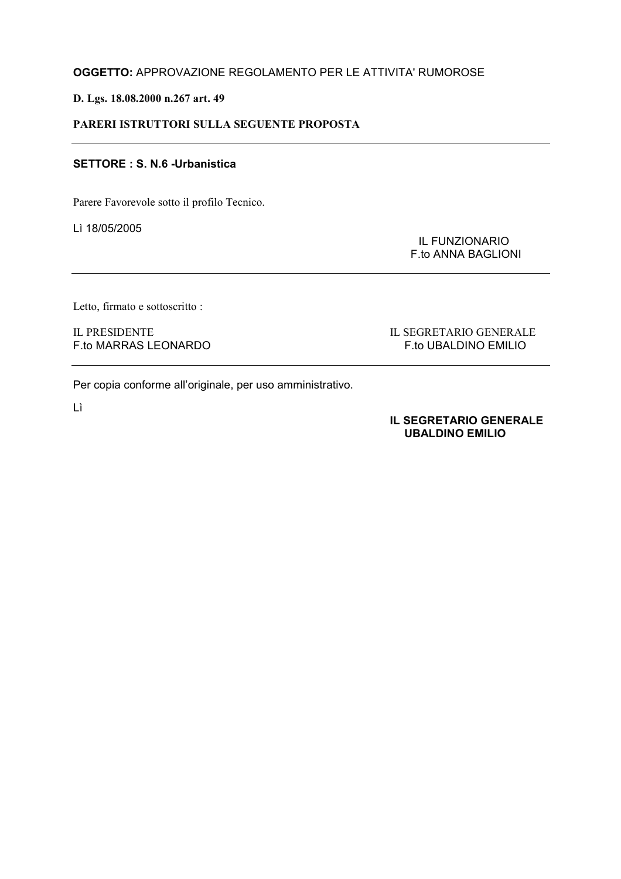**OGGETTO:** APPROVAZIONE REGOLAMENTO PER LE ATTIVITA' RUMOROSE

**D. Lgs. 18.08.2000 n.267 art. 49**

**PARERI ISTRUTTORI SULLA SEGUENTE PROPOSTA**

---

**SETTORE : S. N.6 -Urbanistica**

Parere Favorevole sotto il profilo Tecnico.

Lì 18/05/2005

IL FUNZIONARIO
F.to ANNA BAGLIONI

---

Letto, firmato e sottoscritto :

IL PRESIDENTE
F.to MARRAS LEONARDO

IL SEGRETARIO GENERALE
F.to UBALDINO EMILIO

---

Per copia conforme all'originale, per uso amministrativo.

Lì

**IL SEGRETARIO GENERALE**
**UBALDINO EMILIO**